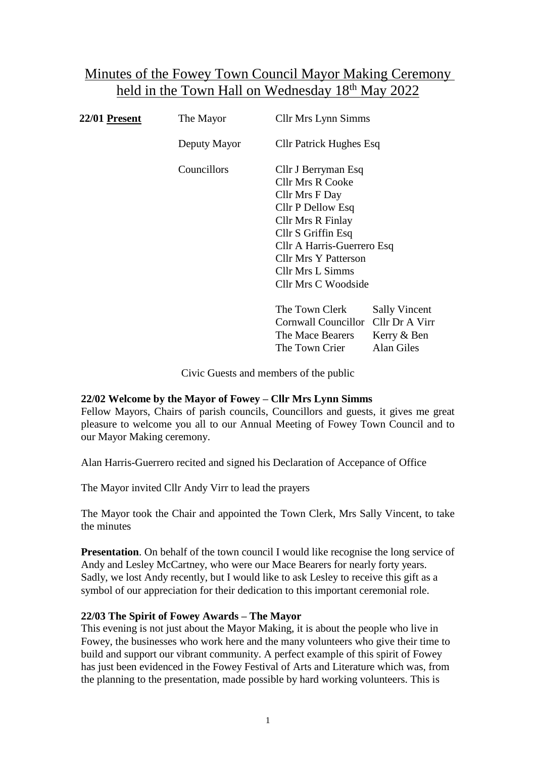# Minutes of the Fowey Town Council Mayor Making Ceremony held in the Town Hall on Wednesday 18th May 2022

**22/01 Present**

| | | |
|---|---|---|
| The Mayor | Cllr Mrs Lynn Simms | |
| Deputy Mayor | Cllr Patrick Hughes Esq | |
| Councillors | Cllr J Berryman Esq | |
| | Cllr Mrs R Cooke | |
| | Cllr Mrs F Day | |
| | Cllr P Dellow Esq | |
| | Cllr Mrs R Finlay | |
| | Cllr S Griffin Esq | |
| | Cllr A Harris-Guerrero Esq | |
| | Cllr Mrs Y Patterson | |
| | Cllr Mrs L Simms | |
| | Cllr Mrs C Woodside | |
| | The Town Clerk | Sally Vincent |
| | Cornwall Councillor | Cllr Dr A Virr |
| | The Mace Bearers | Kerry & Ben |
| | The Town Crier | Alan Giles |

Civic Guests and members of the public

**22/02 Welcome by the Mayor of Fowey – Cllr Mrs Lynn Simms**

Fellow Mayors, Chairs of parish councils, Councillors and guests, it gives me great pleasure to welcome you all to our Annual Meeting of Fowey Town Council and to our Mayor Making ceremony.

Alan Harris-Guerrero recited and signed his Declaration of Accepance of Office

The Mayor invited Cllr Andy Virr to lead the prayers

The Mayor took the Chair and appointed the Town Clerk, Mrs Sally Vincent, to take the minutes

**Presentation**. On behalf of the town council I would like recognise the long service of Andy and Lesley McCartney, who were our Mace Bearers for nearly forty years. Sadly, we lost Andy recently, but I would like to ask Lesley to receive this gift as a symbol of our appreciation for their dedication to this important ceremonial role.

**22/03 The Spirit of Fowey Awards – The Mayor**

This evening is not just about the Mayor Making, it is about the people who live in Fowey, the businesses who work here and the many volunteers who give their time to build and support our vibrant community. A perfect example of this spirit of Fowey has just been evidenced in the Fowey Festival of Arts and Literature which was, from the planning to the presentation, made possible by hard working volunteers. This is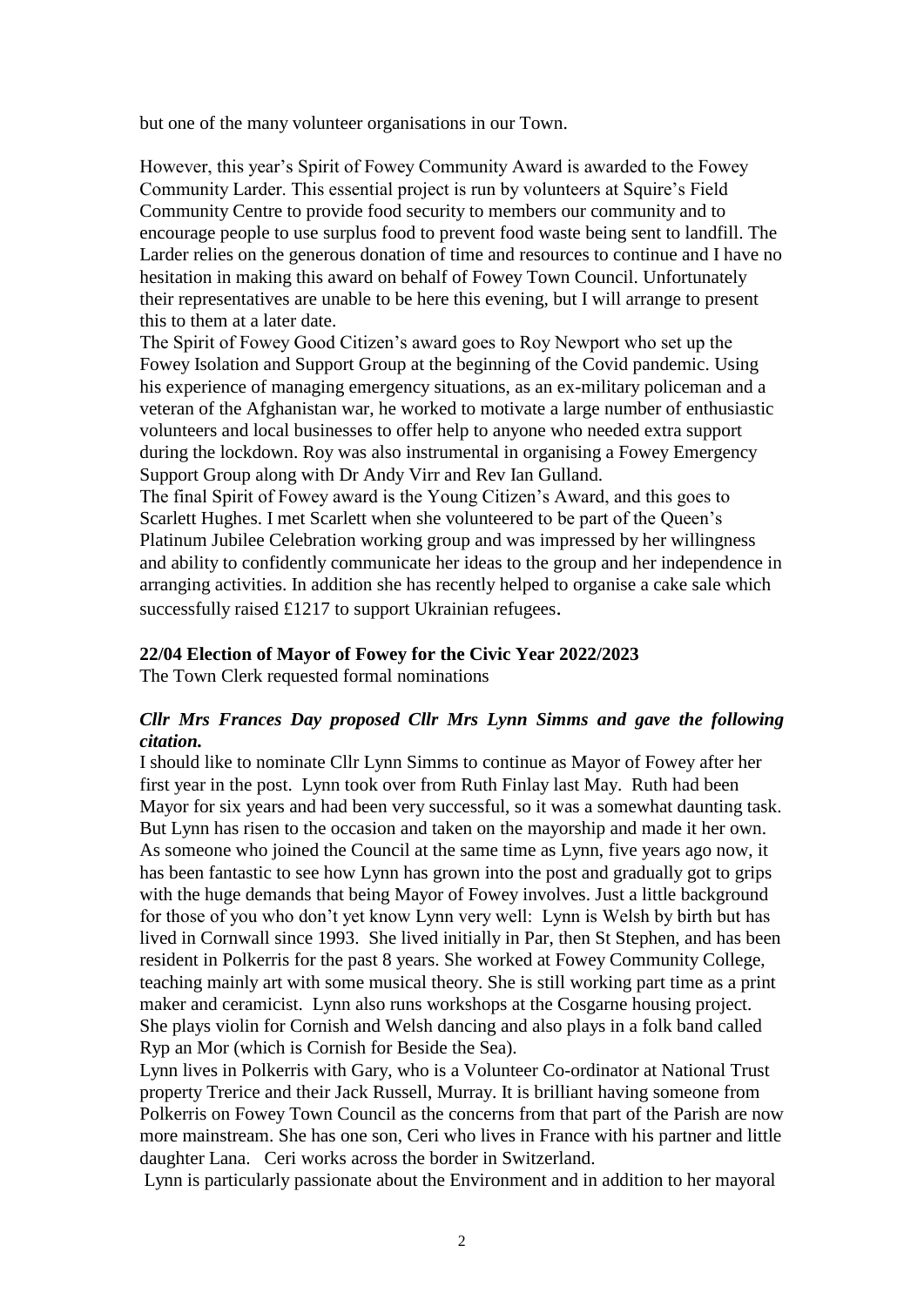but one of the many volunteer organisations in our Town.

However, this year's Spirit of Fowey Community Award is awarded to the Fowey Community Larder. This essential project is run by volunteers at Squire's Field Community Centre to provide food security to members our community and to encourage people to use surplus food to prevent food waste being sent to landfill. The Larder relies on the generous donation of time and resources to continue and I have no hesitation in making this award on behalf of Fowey Town Council. Unfortunately their representatives are unable to be here this evening, but I will arrange to present this to them at a later date.

The Spirit of Fowey Good Citizen's award goes to Roy Newport who set up the Fowey Isolation and Support Group at the beginning of the Covid pandemic. Using his experience of managing emergency situations, as an ex-military policeman and a veteran of the Afghanistan war, he worked to motivate a large number of enthusiastic volunteers and local businesses to offer help to anyone who needed extra support during the lockdown. Roy was also instrumental in organising a Fowey Emergency Support Group along with Dr Andy Virr and Rev Ian Gulland.

The final Spirit of Fowey award is the Young Citizen's Award, and this goes to Scarlett Hughes. I met Scarlett when she volunteered to be part of the Queen's Platinum Jubilee Celebration working group and was impressed by her willingness and ability to confidently communicate her ideas to the group and her independence in arranging activities. In addition she has recently helped to organise a cake sale which successfully raised £1217 to support Ukrainian refugees.

**22/04 Election of Mayor of Fowey for the Civic Year 2022/2023**

The Town Clerk requested formal nominations

***Cllr Mrs Frances Day proposed Cllr Mrs Lynn Simms and gave the following citation.***

I should like to nominate Cllr Lynn Simms to continue as Mayor of Fowey after her first year in the post. Lynn took over from Ruth Finlay last May. Ruth had been Mayor for six years and had been very successful, so it was a somewhat daunting task. But Lynn has risen to the occasion and taken on the mayorship and made it her own. As someone who joined the Council at the same time as Lynn, five years ago now, it has been fantastic to see how Lynn has grown into the post and gradually got to grips with the huge demands that being Mayor of Fowey involves. Just a little background for those of you who don't yet know Lynn very well: Lynn is Welsh by birth but has lived in Cornwall since 1993. She lived initially in Par, then St Stephen, and has been resident in Polkerris for the past 8 years. She worked at Fowey Community College, teaching mainly art with some musical theory. She is still working part time as a print maker and ceramicist. Lynn also runs workshops at the Cosgarne housing project. She plays violin for Cornish and Welsh dancing and also plays in a folk band called Ryp an Mor (which is Cornish for Beside the Sea).

Lynn lives in Polkerris with Gary, who is a Volunteer Co-ordinator at National Trust property Trerice and their Jack Russell, Murray. It is brilliant having someone from Polkerris on Fowey Town Council as the concerns from that part of the Parish are now more mainstream. She has one son, Ceri who lives in France with his partner and little daughter Lana. Ceri works across the border in Switzerland.

Lynn is particularly passionate about the Environment and in addition to her mayoral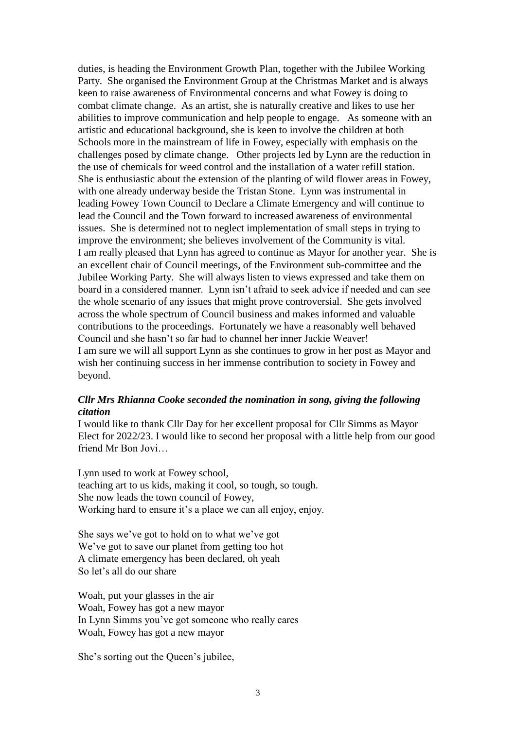duties, is heading the Environment Growth Plan, together with the Jubilee Working Party. She organised the Environment Group at the Christmas Market and is always keen to raise awareness of Environmental concerns and what Fowey is doing to combat climate change. As an artist, she is naturally creative and likes to use her abilities to improve communication and help people to engage. As someone with an artistic and educational background, she is keen to involve the children at both Schools more in the mainstream of life in Fowey, especially with emphasis on the challenges posed by climate change. Other projects led by Lynn are the reduction in the use of chemicals for weed control and the installation of a water refill station. She is enthusiastic about the extension of the planting of wild flower areas in Fowey, with one already underway beside the Tristan Stone. Lynn was instrumental in leading Fowey Town Council to Declare a Climate Emergency and will continue to lead the Council and the Town forward to increased awareness of environmental issues. She is determined not to neglect implementation of small steps in trying to improve the environment; she believes involvement of the Community is vital.
I am really pleased that Lynn has agreed to continue as Mayor for another year. She is an excellent chair of Council meetings, of the Environment sub-committee and the Jubilee Working Party. She will always listen to views expressed and take them on board in a considered manner. Lynn isn't afraid to seek advice if needed and can see the whole scenario of any issues that might prove controversial. She gets involved across the whole spectrum of Council business and makes informed and valuable contributions to the proceedings. Fortunately we have a reasonably well behaved Council and she hasn't so far had to channel her inner Jackie Weaver!
I am sure we will all support Lynn as she continues to grow in her post as Mayor and wish her continuing success in her immense contribution to society in Fowey and beyond.

***Cllr Mrs Rhianna Cooke seconded the nomination in song, giving the following citation***

I would like to thank Cllr Day for her excellent proposal for Cllr Simms as Mayor Elect for 2022/23. I would like to second her proposal with a little help from our good friend Mr Bon Jovi…

Lynn used to work at Fowey school,
teaching art to us kids, making it cool, so tough, so tough.
She now leads the town council of Fowey,
Working hard to ensure it's a place we can all enjoy, enjoy.

She says we've got to hold on to what we've got
We've got to save our planet from getting too hot
A climate emergency has been declared, oh yeah
So let's all do our share

Woah, put your glasses in the air
Woah, Fowey has got a new mayor
In Lynn Simms you've got someone who really cares
Woah, Fowey has got a new mayor

She's sorting out the Queen's jubilee,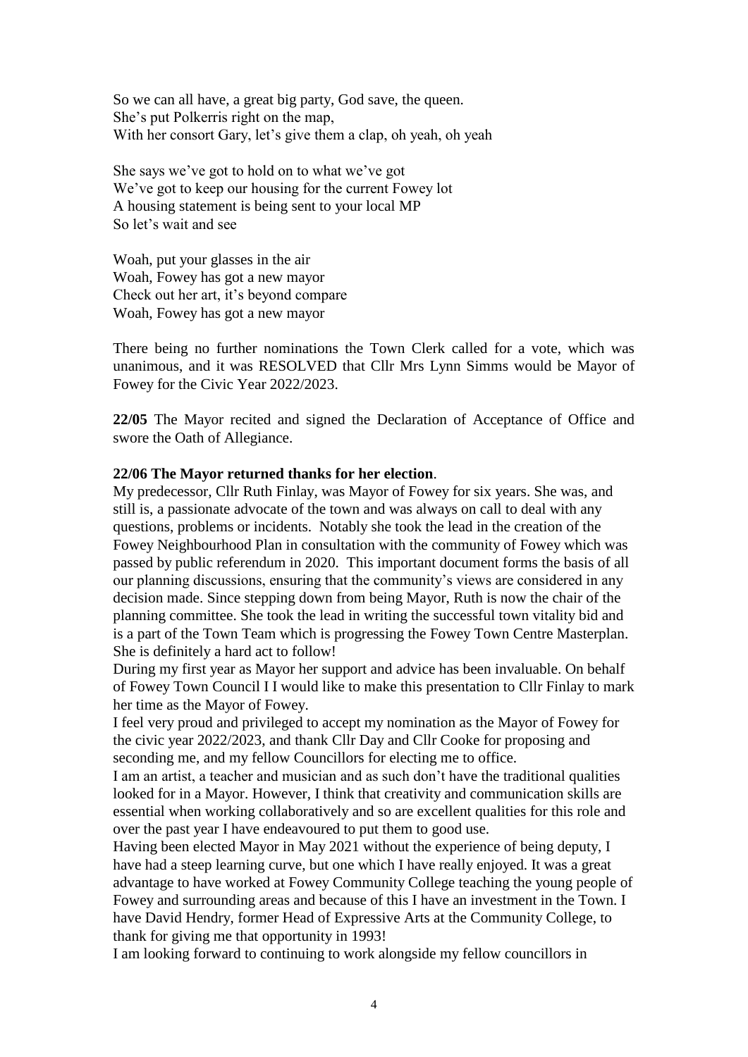So we can all have, a great big party, God save, the queen.
She's put Polkerris right on the map,
With her consort Gary, let's give them a clap, oh yeah, oh yeah

She says we've got to hold on to what we've got
We've got to keep our housing for the current Fowey lot
A housing statement is being sent to your local MP
So let's wait and see

Woah, put your glasses in the air
Woah, Fowey has got a new mayor
Check out her art, it's beyond compare
Woah, Fowey has got a new mayor

There being no further nominations the Town Clerk called for a vote, which was unanimous, and it was RESOLVED that Cllr Mrs Lynn Simms would be Mayor of Fowey for the Civic Year 2022/2023.

**22/05** The Mayor recited and signed the Declaration of Acceptance of Office and swore the Oath of Allegiance.

**22/06 The Mayor returned thanks for her election**.

My predecessor, Cllr Ruth Finlay, was Mayor of Fowey for six years. She was, and still is, a passionate advocate of the town and was always on call to deal with any questions, problems or incidents. Notably she took the lead in the creation of the Fowey Neighbourhood Plan in consultation with the community of Fowey which was passed by public referendum in 2020. This important document forms the basis of all our planning discussions, ensuring that the community's views are considered in any decision made. Since stepping down from being Mayor, Ruth is now the chair of the planning committee. She took the lead in writing the successful town vitality bid and is a part of the Town Team which is progressing the Fowey Town Centre Masterplan. She is definitely a hard act to follow!

During my first year as Mayor her support and advice has been invaluable. On behalf of Fowey Town Council I I would like to make this presentation to Cllr Finlay to mark her time as the Mayor of Fowey.

I feel very proud and privileged to accept my nomination as the Mayor of Fowey for the civic year 2022/2023, and thank Cllr Day and Cllr Cooke for proposing and seconding me, and my fellow Councillors for electing me to office.

I am an artist, a teacher and musician and as such don't have the traditional qualities looked for in a Mayor. However, I think that creativity and communication skills are essential when working collaboratively and so are excellent qualities for this role and over the past year I have endeavoured to put them to good use.

Having been elected Mayor in May 2021 without the experience of being deputy, I have had a steep learning curve, but one which I have really enjoyed. It was a great advantage to have worked at Fowey Community College teaching the young people of Fowey and surrounding areas and because of this I have an investment in the Town. I have David Hendry, former Head of Expressive Arts at the Community College, to thank for giving me that opportunity in 1993!

I am looking forward to continuing to work alongside my fellow councillors in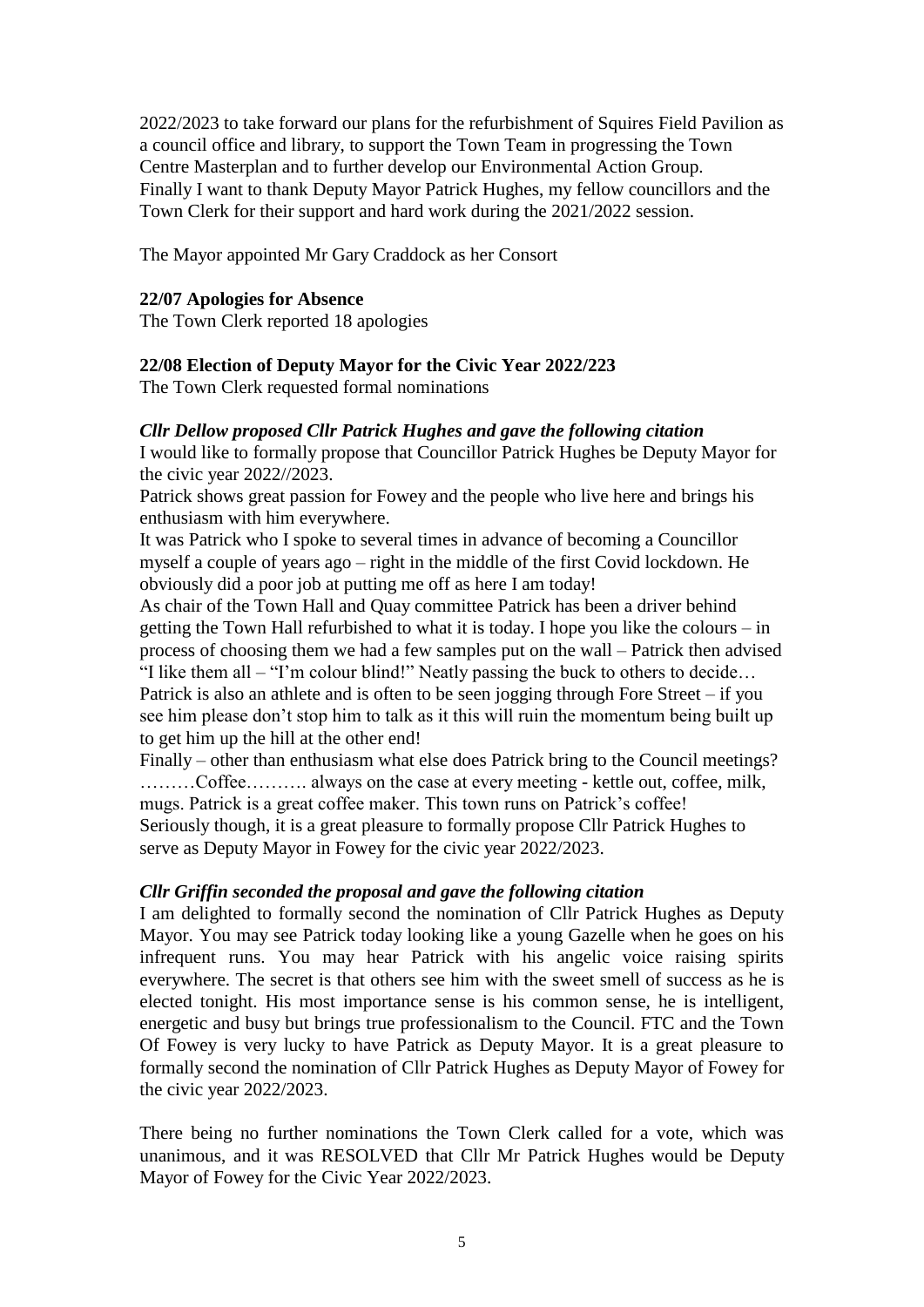2022/2023 to take forward our plans for the refurbishment of Squires Field Pavilion as a council office and library, to support the Town Team in progressing the Town Centre Masterplan and to further develop our Environmental Action Group.
Finally I want to thank Deputy Mayor Patrick Hughes, my fellow councillors and the Town Clerk for their support and hard work during the 2021/2022 session.

The Mayor appointed Mr Gary Craddock as her Consort

**22/07 Apologies for Absence**
The Town Clerk reported 18 apologies

**22/08 Election of Deputy Mayor for the Civic Year 2022/223**
The Town Clerk requested formal nominations

***Cllr Dellow proposed Cllr Patrick Hughes and gave the following citation***
I would like to formally propose that Councillor Patrick Hughes be Deputy Mayor for the civic year 2022//2023.
Patrick shows great passion for Fowey and the people who live here and brings his enthusiasm with him everywhere.
It was Patrick who I spoke to several times in advance of becoming a Councillor myself a couple of years ago – right in the middle of the first Covid lockdown. He obviously did a poor job at putting me off as here I am today!
As chair of the Town Hall and Quay committee Patrick has been a driver behind getting the Town Hall refurbished to what it is today. I hope you like the colours – in process of choosing them we had a few samples put on the wall – Patrick then advised "I like them all – "I'm colour blind!" Neatly passing the buck to others to decide…
Patrick is also an athlete and is often to be seen jogging through Fore Street – if you see him please don't stop him to talk as it this will ruin the momentum being built up to get him up the hill at the other end!
Finally – other than enthusiasm what else does Patrick bring to the Council meetings? ………Coffee………. always on the case at every meeting - kettle out, coffee, milk, mugs. Patrick is a great coffee maker. This town runs on Patrick's coffee!
Seriously though, it is a great pleasure to formally propose Cllr Patrick Hughes to serve as Deputy Mayor in Fowey for the civic year 2022/2023.

***Cllr Griffin seconded the proposal and gave the following citation***
I am delighted to formally second the nomination of Cllr Patrick Hughes as Deputy Mayor. You may see Patrick today looking like a young Gazelle when he goes on his infrequent runs. You may hear Patrick with his angelic voice raising spirits everywhere. The secret is that others see him with the sweet smell of success as he is elected tonight. His most importance sense is his common sense, he is intelligent, energetic and busy but brings true professionalism to the Council. FTC and the Town Of Fowey is very lucky to have Patrick as Deputy Mayor. It is a great pleasure to formally second the nomination of Cllr Patrick Hughes as Deputy Mayor of Fowey for the civic year 2022/2023.

There being no further nominations the Town Clerk called for a vote, which was unanimous, and it was RESOLVED that Cllr Mr Patrick Hughes would be Deputy Mayor of Fowey for the Civic Year 2022/2023.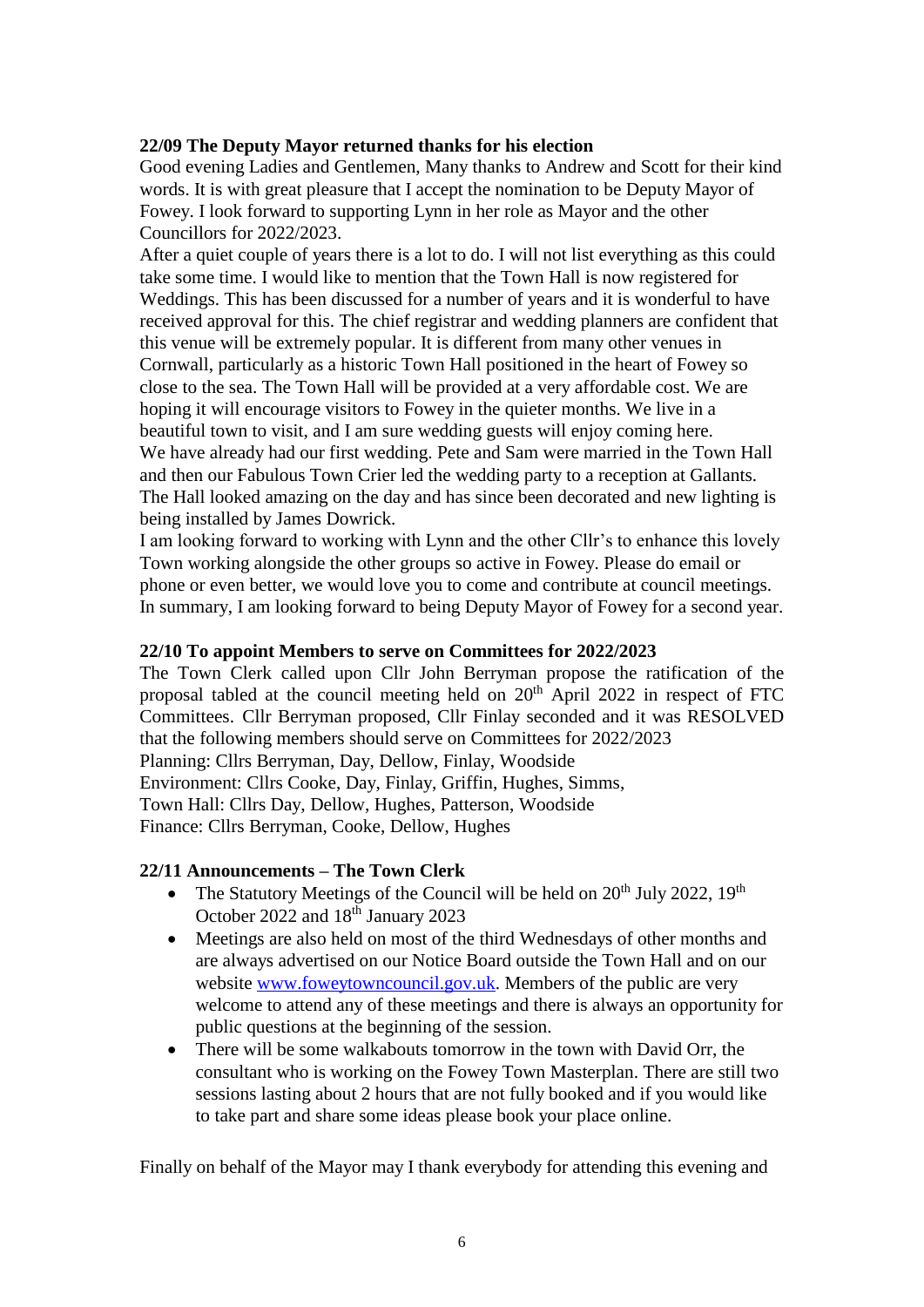**22/09 The Deputy Mayor returned thanks for his election**

Good evening Ladies and Gentlemen, Many thanks to Andrew and Scott for their kind words. It is with great pleasure that I accept the nomination to be Deputy Mayor of Fowey. I look forward to supporting Lynn in her role as Mayor and the other Councillors for 2022/2023.

After a quiet couple of years there is a lot to do. I will not list everything as this could take some time. I would like to mention that the Town Hall is now registered for Weddings. This has been discussed for a number of years and it is wonderful to have received approval for this. The chief registrar and wedding planners are confident that this venue will be extremely popular. It is different from many other venues in Cornwall, particularly as a historic Town Hall positioned in the heart of Fowey so close to the sea. The Town Hall will be provided at a very affordable cost. We are hoping it will encourage visitors to Fowey in the quieter months. We live in a beautiful town to visit, and I am sure wedding guests will enjoy coming here.

We have already had our first wedding. Pete and Sam were married in the Town Hall and then our Fabulous Town Crier led the wedding party to a reception at Gallants. The Hall looked amazing on the day and has since been decorated and new lighting is being installed by James Dowrick.

I am looking forward to working with Lynn and the other Cllr's to enhance this lovely Town working alongside the other groups so active in Fowey. Please do email or phone or even better, we would love you to come and contribute at council meetings. In summary, I am looking forward to being Deputy Mayor of Fowey for a second year.

**22/10 To appoint Members to serve on Committees for 2022/2023**

The Town Clerk called upon Cllr John Berryman propose the ratification of the proposal tabled at the council meeting held on 20th April 2022 in respect of FTC Committees. Cllr Berryman proposed, Cllr Finlay seconded and it was RESOLVED that the following members should serve on Committees for 2022/2023

Planning: Cllrs Berryman, Day, Dellow, Finlay, Woodside
Environment: Cllrs Cooke, Day, Finlay, Griffin, Hughes, Simms,
Town Hall: Cllrs Day, Dellow, Hughes, Patterson, Woodside
Finance: Cllrs Berryman, Cooke, Dellow, Hughes

**22/11 Announcements – The Town Clerk**

- The Statutory Meetings of the Council will be held on 20th July 2022, 19th October 2022 and 18th January 2023
- Meetings are also held on most of the third Wednesdays of other months and are always advertised on our Notice Board outside the Town Hall and on our website www.foweytowncouncil.gov.uk. Members of the public are very welcome to attend any of these meetings and there is always an opportunity for public questions at the beginning of the session.
- There will be some walkabouts tomorrow in the town with David Orr, the consultant who is working on the Fowey Town Masterplan. There are still two sessions lasting about 2 hours that are not fully booked and if you would like to take part and share some ideas please book your place online.

Finally on behalf of the Mayor may I thank everybody for attending this evening and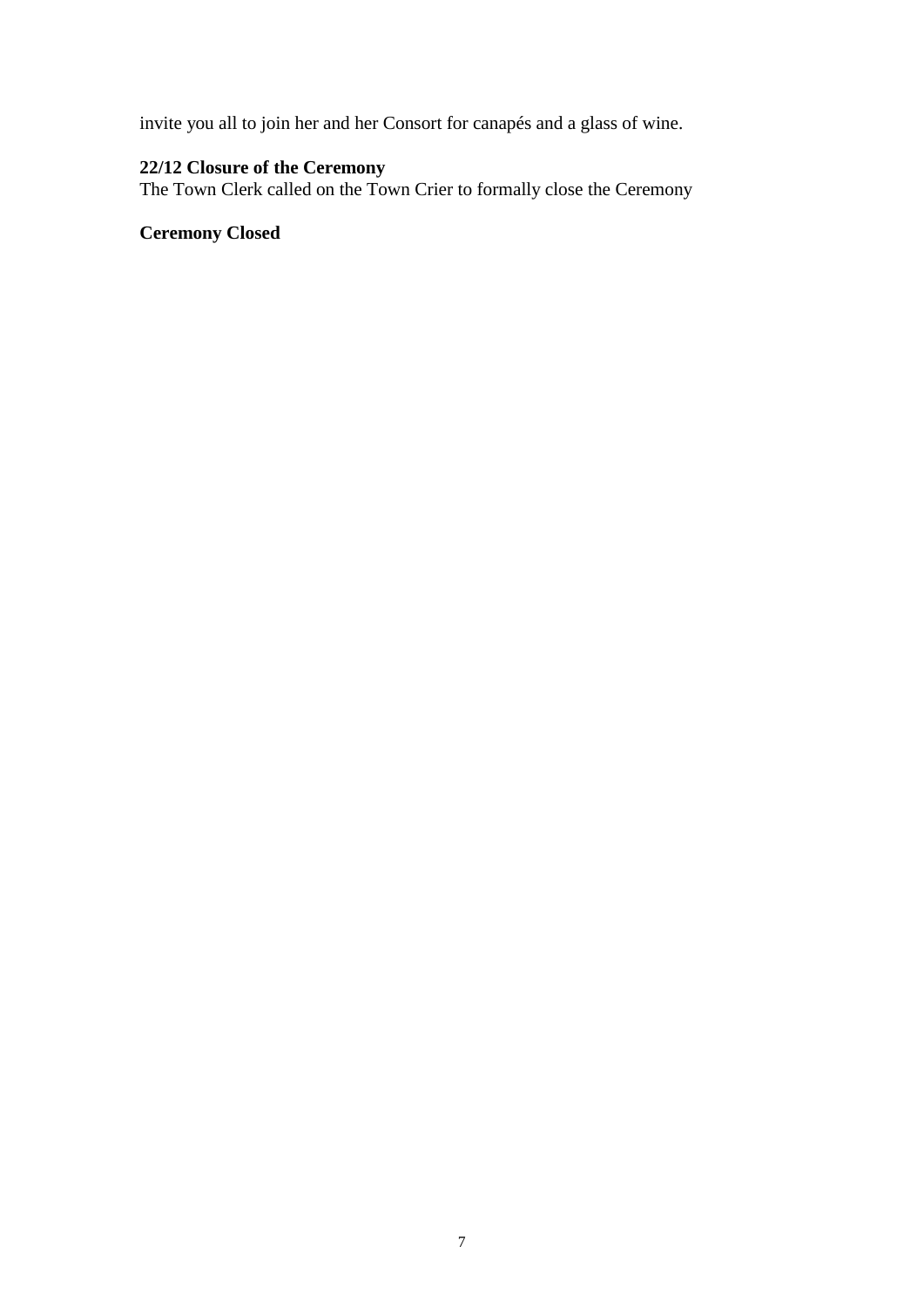invite you all to join her and her Consort for canapés and a glass of wine.

**22/12 Closure of the Ceremony**

The Town Clerk called on the Town Crier to formally close the Ceremony

**Ceremony Closed**